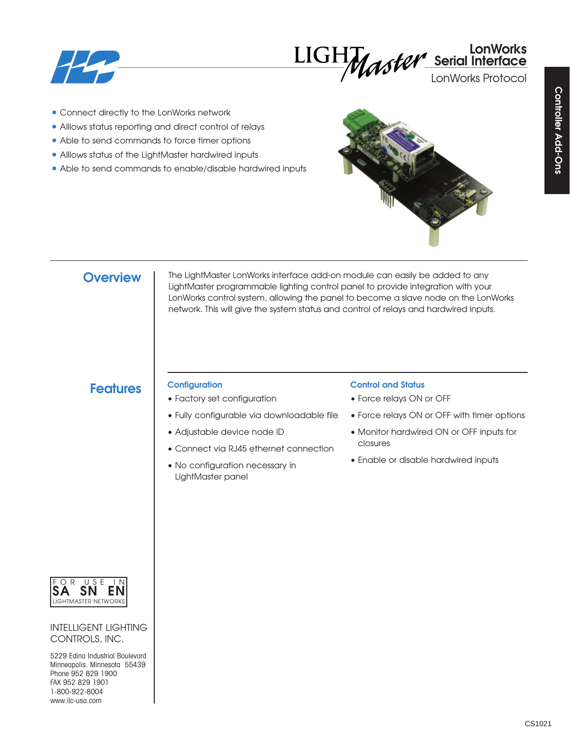# LonWorks Serial Interface

LonWorks Protocol

- Connect directly to the LonWorks network
- Alllows status reporting and direct control of relays
- Able to send commands to force timer options
- Alllows status of the LightMaster hardwired inputs
- Able to send commands to enable/disable hardwired inputs

## Overview

The LightMaster LonWorks interface add-on module can easily be added to any LightMaster programmable lighting control panel to provide integration with your LonWorks control system, allowing the panel to become a slave node on the LonWorks network. This will give the system status and control of relays and hardwired inputs.

## Features

### Configuration

- Factory set configuration
- Fully configurable via downloadable file
- Adjustable device node ID
- Connect via RJ45 ethernet connection
- No configuration necessary in LightMaster panel

### Control and Status

- Force relays ON or OFF
- Force relays ON or OFF with timer options
- Monitor hardwired ON or OFF inputs for closures
- Enable or disable hardwired inputs

FOR USE IN SA SN EN LIGHTMASTER NETWORKS

INTELLIGENT LIGHTING CONTROLS, INC.

5229 Edina Industrial Boulevard
Minneapolis, Minnesota 55439
Phone 952 829 1900
FAX 952 829 1901
1-800-922-8004
www.ilc-usa.com

CS1021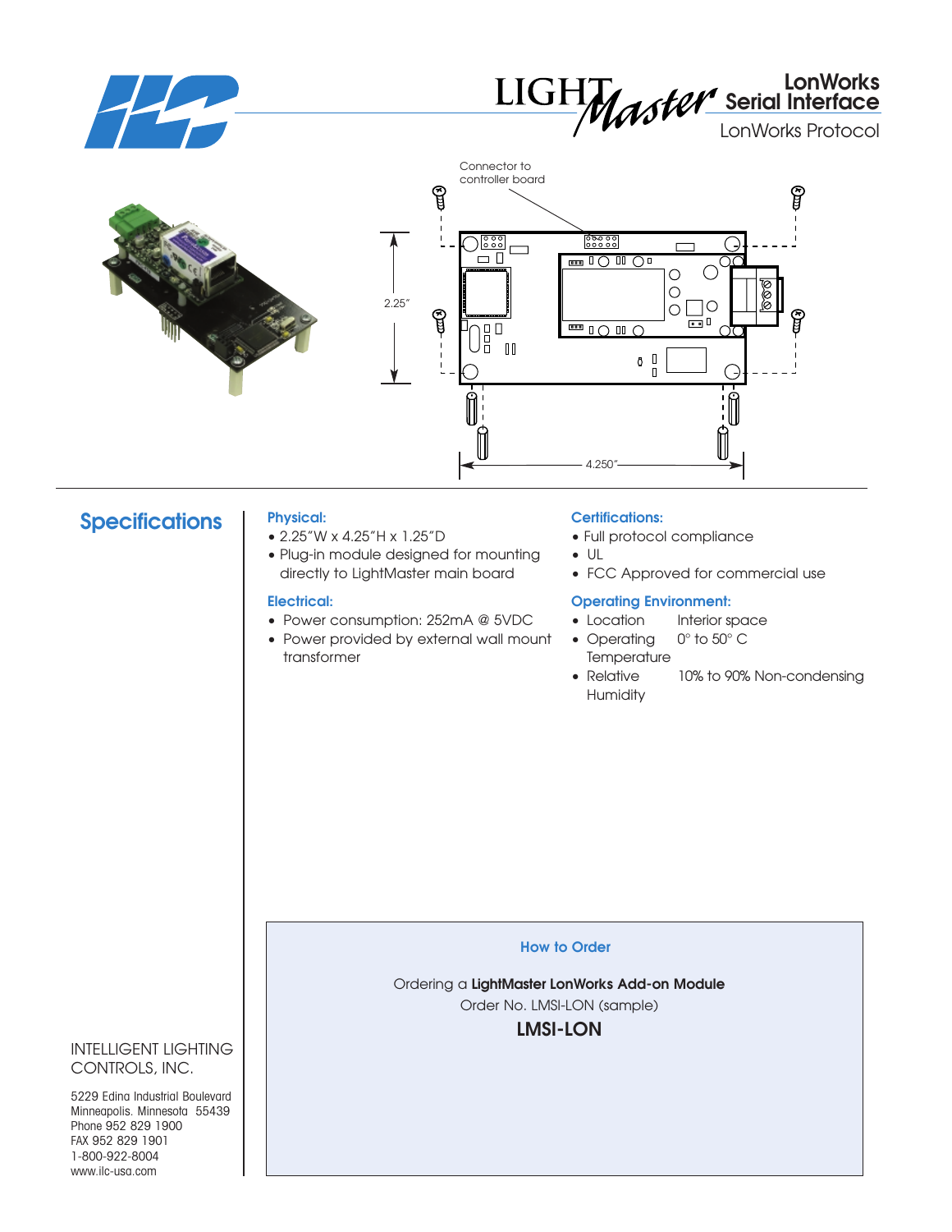# LIGHT Master LonWorks Serial Interface

LonWorks Protocol

Connector to controller board

2.25"

4.250"

## Specifications

### Physical:

- 2.25"W x 4.25"H x 1.25"D
- Plug-in module designed for mounting directly to LightMaster main board

### Electrical:

- Power consumption: 252mA @ 5VDC
- Power provided by external wall mount transformer

### Certifications:

- Full protocol compliance
- UL
- FCC Approved for commercial use

### Operating Environment:

- Location Interior space
- Operating Temperature 0° to 50° C
- Relative Humidity 10% to 90% Non-condensing

### How to Order

Ordering a **LightMaster LonWorks Add-on Module**

Order No. LMSI-LON (sample)

**LMSI-LON**

INTELLIGENT LIGHTING CONTROLS, INC.

5229 Edina Industrial Boulevard
Minneapolis, Minnesota 55439
Phone 952 829 1900
FAX 952 829 1901
1-800-922-8004
www.ilc-usa.com